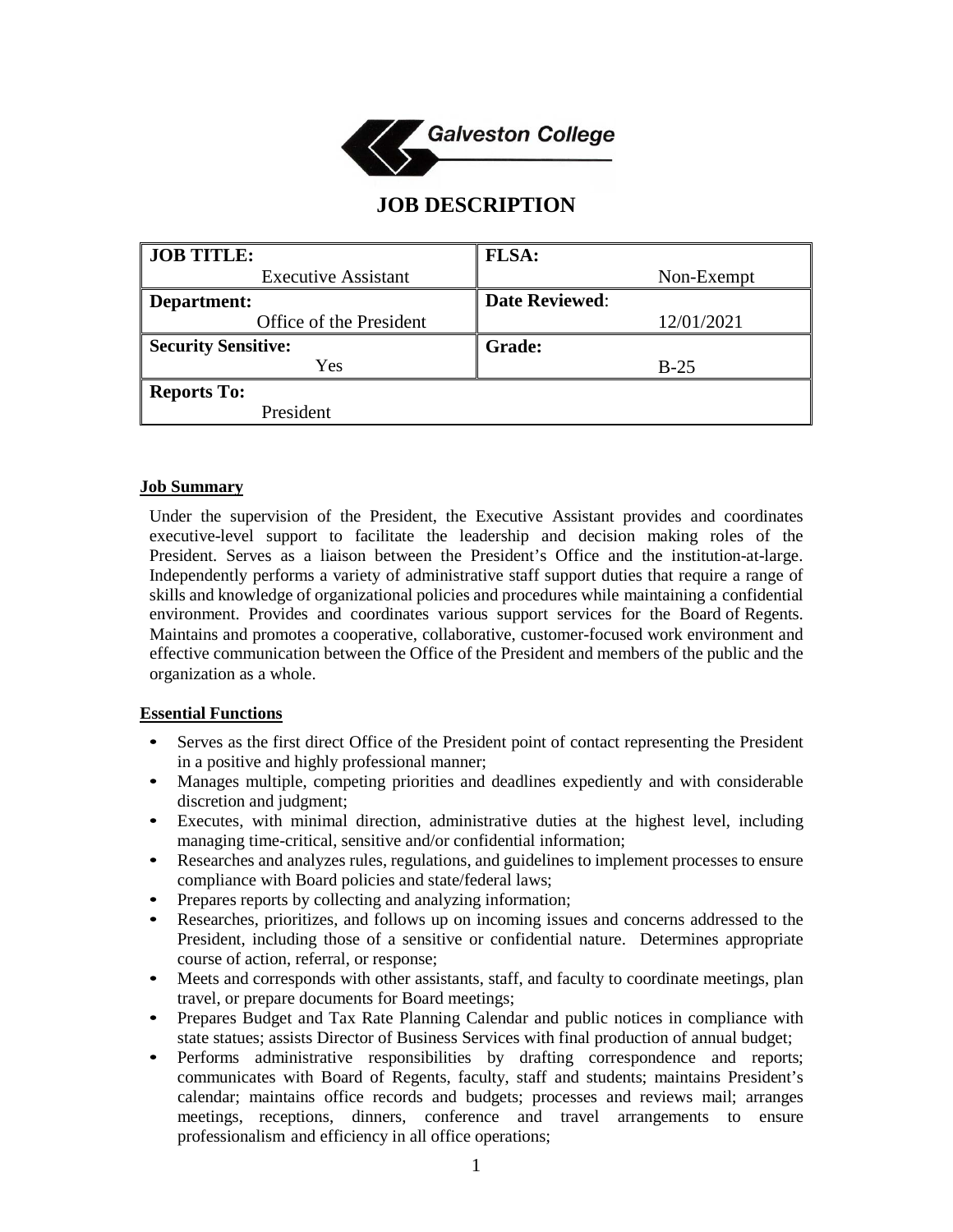Galveston College

# JOB DESCRIPTION

| JOB TITLE: | FLSA: |
|---|---|
| Executive Assistant | Non-Exempt |
| **Department:** | **Date Reviewed:** |
| Office of the President | 12/01/2021 |
| **Security Sensitive:** | **Grade:** |
| Yes | B-25 |
| **Reports To:** | |
| President | |

## Job Summary

Under the supervision of the President, the Executive Assistant provides and coordinates executive-level support to facilitate the leadership and decision making roles of the President. Serves as a liaison between the President's Office and the institution-at-large. Independently performs a variety of administrative staff support duties that require a range of skills and knowledge of organizational policies and procedures while maintaining a confidential environment. Provides and coordinates various support services for the Board of Regents. Maintains and promotes a cooperative, collaborative, customer-focused work environment and effective communication between the Office of the President and members of the public and the organization as a whole.

## Essential Functions

- Serves as the first direct Office of the President point of contact representing the President in a positive and highly professional manner;
- Manages multiple, competing priorities and deadlines expediently and with considerable discretion and judgment;
- Executes, with minimal direction, administrative duties at the highest level, including managing time-critical, sensitive and/or confidential information;
- Researches and analyzes rules, regulations, and guidelines to implement processes to ensure compliance with Board policies and state/federal laws;
- Prepares reports by collecting and analyzing information;
- Researches, prioritizes, and follows up on incoming issues and concerns addressed to the President, including those of a sensitive or confidential nature. Determines appropriate course of action, referral, or response;
- Meets and corresponds with other assistants, staff, and faculty to coordinate meetings, plan travel, or prepare documents for Board meetings;
- Prepares Budget and Tax Rate Planning Calendar and public notices in compliance with state statues; assists Director of Business Services with final production of annual budget;
- Performs administrative responsibilities by drafting correspondence and reports; communicates with Board of Regents, faculty, staff and students; maintains President's calendar; maintains office records and budgets; processes and reviews mail; arranges meetings, receptions, dinners, conference and travel arrangements to ensure professionalism and efficiency in all office operations;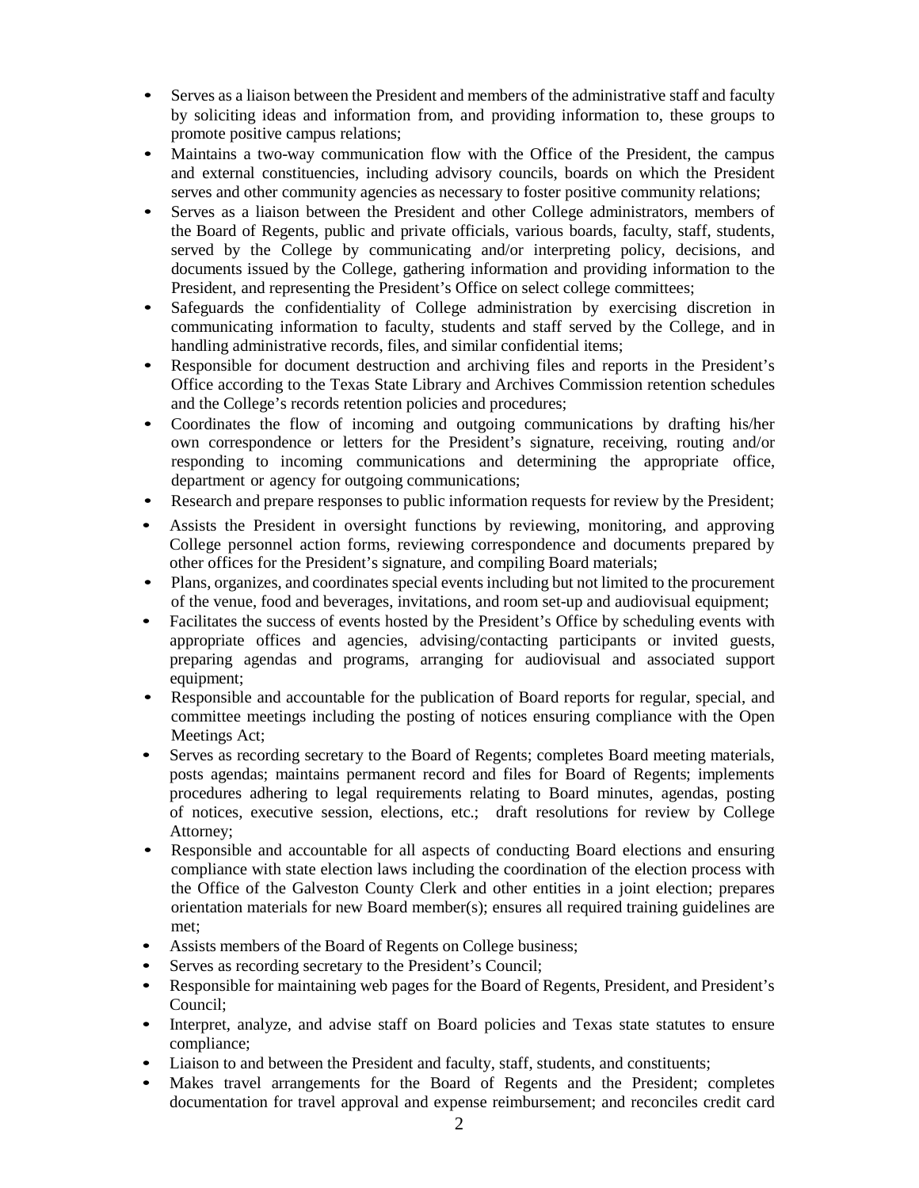- Serves as a liaison between the President and members of the administrative staff and faculty by soliciting ideas and information from, and providing information to, these groups to promote positive campus relations;
- Maintains a two-way communication flow with the Office of the President, the campus and external constituencies, including advisory councils, boards on which the President serves and other community agencies as necessary to foster positive community relations;
- Serves as a liaison between the President and other College administrators, members of the Board of Regents, public and private officials, various boards, faculty, staff, students, served by the College by communicating and/or interpreting policy, decisions, and documents issued by the College, gathering information and providing information to the President, and representing the President's Office on select college committees;
- Safeguards the confidentiality of College administration by exercising discretion in communicating information to faculty, students and staff served by the College, and in handling administrative records, files, and similar confidential items;
- Responsible for document destruction and archiving files and reports in the President's Office according to the Texas State Library and Archives Commission retention schedules and the College's records retention policies and procedures;
- Coordinates the flow of incoming and outgoing communications by drafting his/her own correspondence or letters for the President's signature, receiving, routing and/or responding to incoming communications and determining the appropriate office, department or agency for outgoing communications;
- Research and prepare responses to public information requests for review by the President;
- Assists the President in oversight functions by reviewing, monitoring, and approving College personnel action forms, reviewing correspondence and documents prepared by other offices for the President's signature, and compiling Board materials;
- Plans, organizes, and coordinates special events including but not limited to the procurement of the venue, food and beverages, invitations, and room set-up and audiovisual equipment;
- Facilitates the success of events hosted by the President's Office by scheduling events with appropriate offices and agencies, advising/contacting participants or invited guests, preparing agendas and programs, arranging for audiovisual and associated support equipment;
- Responsible and accountable for the publication of Board reports for regular, special, and committee meetings including the posting of notices ensuring compliance with the Open Meetings Act;
- Serves as recording secretary to the Board of Regents; completes Board meeting materials, posts agendas; maintains permanent record and files for Board of Regents; implements procedures adhering to legal requirements relating to Board minutes, agendas, posting of notices, executive session, elections, etc.; draft resolutions for review by College Attorney;
- Responsible and accountable for all aspects of conducting Board elections and ensuring compliance with state election laws including the coordination of the election process with the Office of the Galveston County Clerk and other entities in a joint election; prepares orientation materials for new Board member(s); ensures all required training guidelines are met;
- Assists members of the Board of Regents on College business;
- Serves as recording secretary to the President's Council;
- Responsible for maintaining web pages for the Board of Regents, President, and President's Council;
- Interpret, analyze, and advise staff on Board policies and Texas state statutes to ensure compliance;
- Liaison to and between the President and faculty, staff, students, and constituents;
- Makes travel arrangements for the Board of Regents and the President; completes documentation for travel approval and expense reimbursement; and reconciles credit card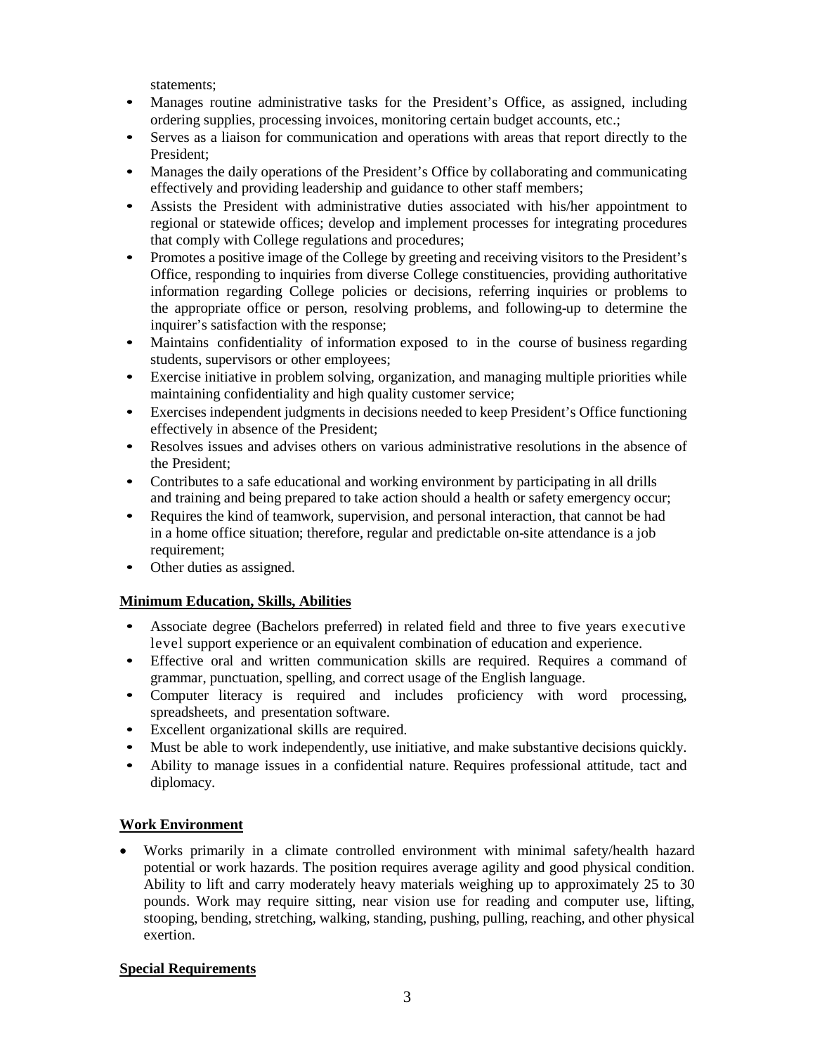statements;

- Manages routine administrative tasks for the President's Office, as assigned, including ordering supplies, processing invoices, monitoring certain budget accounts, etc.;
- Serves as a liaison for communication and operations with areas that report directly to the President;
- Manages the daily operations of the President's Office by collaborating and communicating effectively and providing leadership and guidance to other staff members;
- Assists the President with administrative duties associated with his/her appointment to regional or statewide offices; develop and implement processes for integrating procedures that comply with College regulations and procedures;
- Promotes a positive image of the College by greeting and receiving visitors to the President's Office, responding to inquiries from diverse College constituencies, providing authoritative information regarding College policies or decisions, referring inquiries or problems to the appropriate office or person, resolving problems, and following-up to determine the inquirer's satisfaction with the response;
- Maintains confidentiality of information exposed to in the course of business regarding students, supervisors or other employees;
- Exercise initiative in problem solving, organization, and managing multiple priorities while maintaining confidentiality and high quality customer service;
- Exercises independent judgments in decisions needed to keep President's Office functioning effectively in absence of the President;
- Resolves issues and advises others on various administrative resolutions in the absence of the President;
- Contributes to a safe educational and working environment by participating in all drills and training and being prepared to take action should a health or safety emergency occur;
- Requires the kind of teamwork, supervision, and personal interaction, that cannot be had in a home office situation; therefore, regular and predictable on-site attendance is a job requirement;
- Other duties as assigned.

## Minimum Education, Skills, Abilities

- Associate degree (Bachelors preferred) in related field and three to five years executive level support experience or an equivalent combination of education and experience.
- Effective oral and written communication skills are required. Requires a command of grammar, punctuation, spelling, and correct usage of the English language.
- Computer literacy is required and includes proficiency with word processing, spreadsheets, and presentation software.
- Excellent organizational skills are required.
- Must be able to work independently, use initiative, and make substantive decisions quickly.
- Ability to manage issues in a confidential nature. Requires professional attitude, tact and diplomacy.

## Work Environment

- Works primarily in a climate controlled environment with minimal safety/health hazard potential or work hazards. The position requires average agility and good physical condition. Ability to lift and carry moderately heavy materials weighing up to approximately 25 to 30 pounds. Work may require sitting, near vision use for reading and computer use, lifting, stooping, bending, stretching, walking, standing, pushing, pulling, reaching, and other physical exertion.

## Special Requirements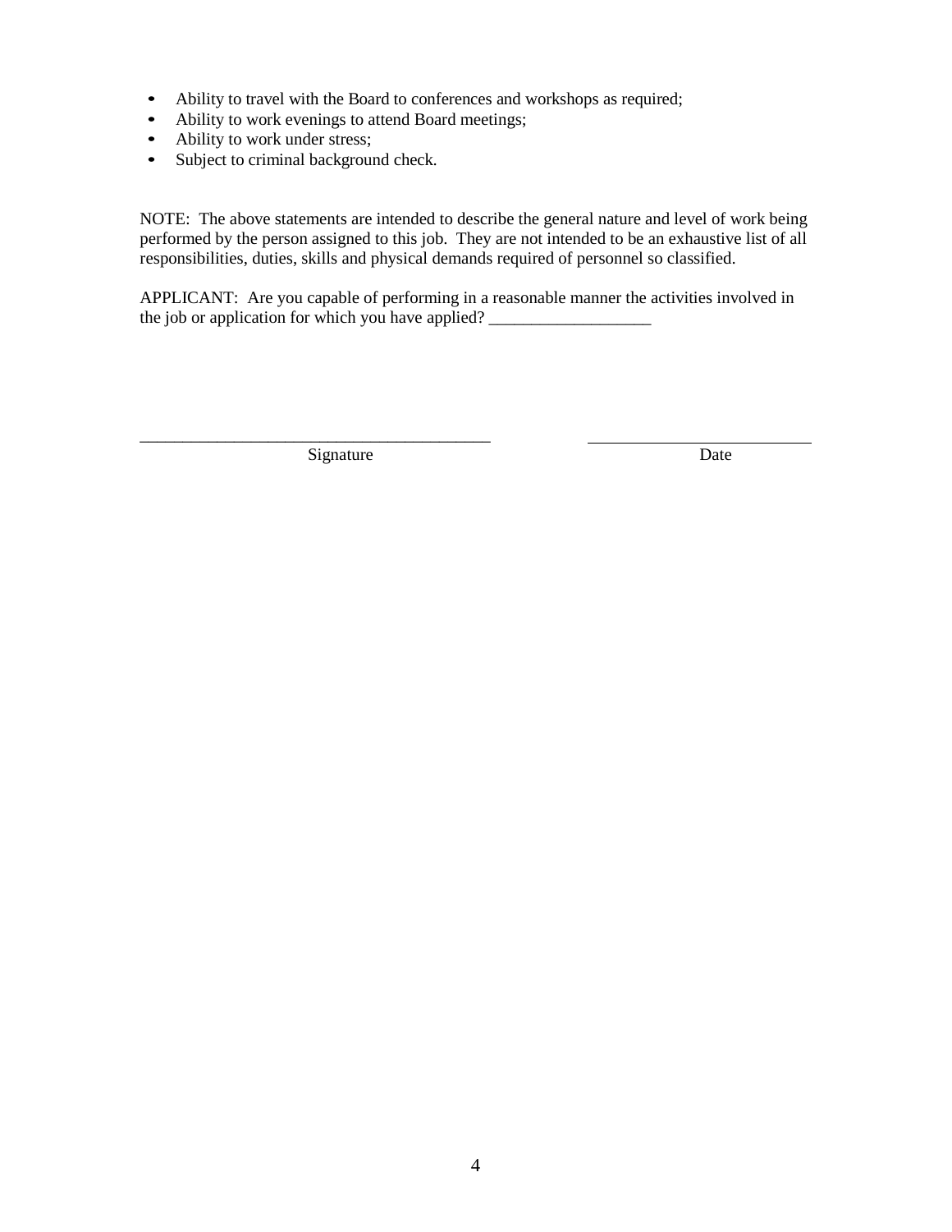- Ability to travel with the Board to conferences and workshops as required;
- Ability to work evenings to attend Board meetings;
- Ability to work under stress;
- Subject to criminal background check.

NOTE: The above statements are intended to describe the general nature and level of work being performed by the person assigned to this job. They are not intended to be an exhaustive list of all responsibilities, duties, skills and physical demands required of personnel so classified.

APPLICANT: Are you capable of performing in a reasonable manner the activities involved in the job or application for which you have applied? ___________________

___________________________________________ ____________________________

Signature Date